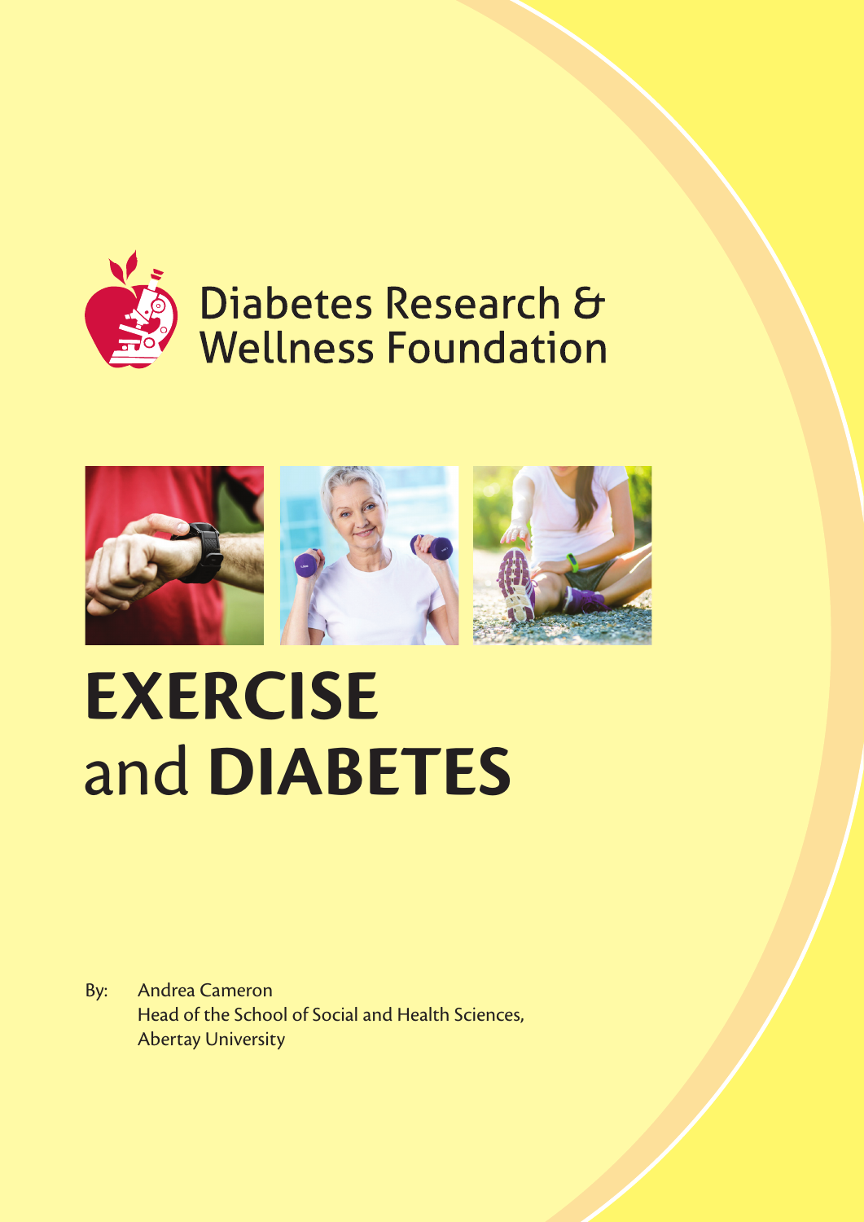Diabetes Research & Wellness Foundation

# EXERCISE and DIABETES

By: Andrea Cameron
Head of the School of Social and Health Sciences,
Abertay University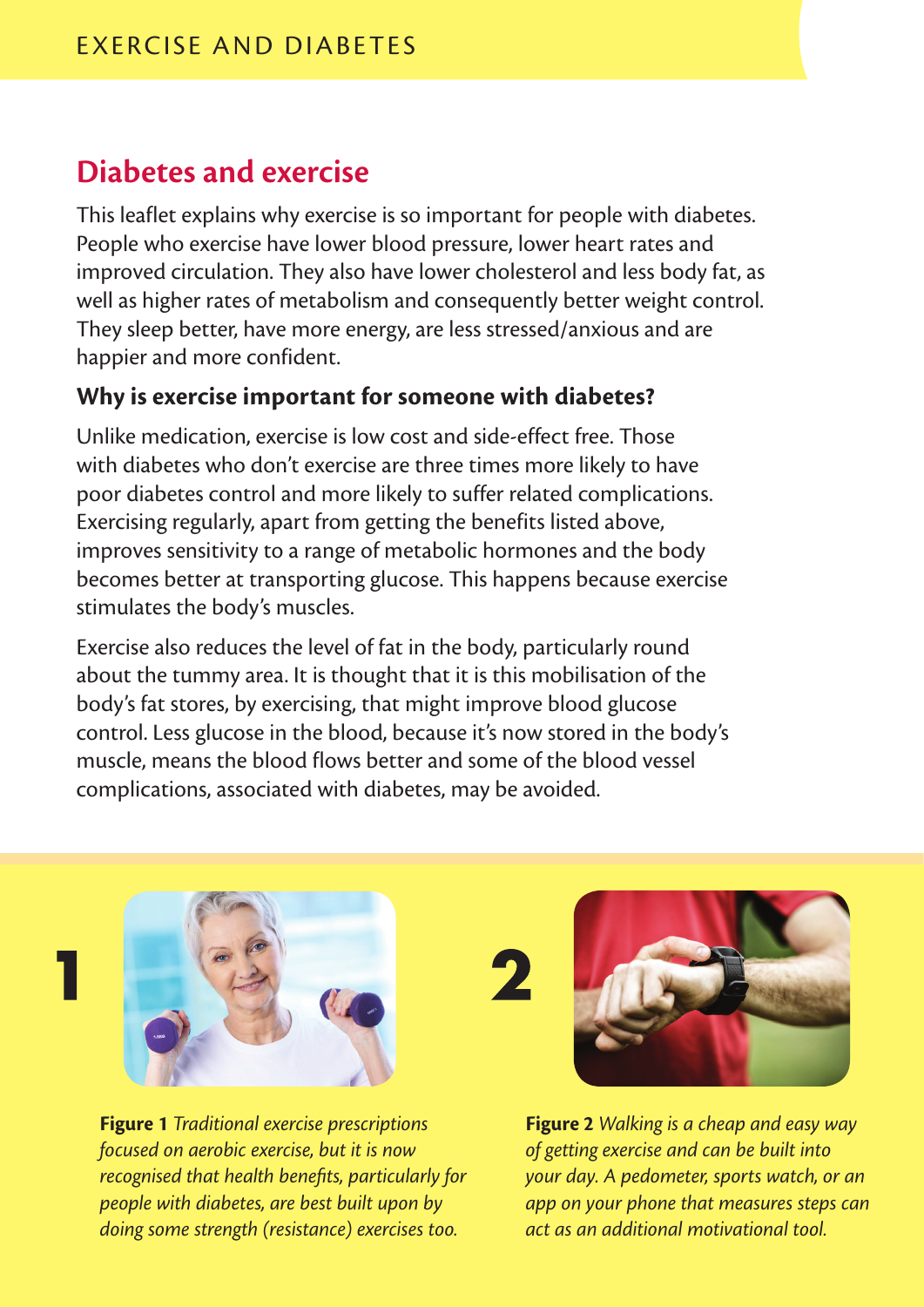## Diabetes and exercise

This leaflet explains why exercise is so important for people with diabetes. People who exercise have lower blood pressure, lower heart rates and improved circulation. They also have lower cholesterol and less body fat, as well as higher rates of metabolism and consequently better weight control. They sleep better, have more energy, are less stressed/anxious and are happier and more confident.

### Why is exercise important for someone with diabetes?

Unlike medication, exercise is low cost and side-effect free. Those with diabetes who don't exercise are three times more likely to have poor diabetes control and more likely to suffer related complications. Exercising regularly, apart from getting the benefits listed above, improves sensitivity to a range of metabolic hormones and the body becomes better at transporting glucose. This happens because exercise stimulates the body's muscles.

Exercise also reduces the level of fat in the body, particularly round about the tummy area. It is thought that it is this mobilisation of the body's fat stores, by exercising, that might improve blood glucose control. Less glucose in the blood, because it's now stored in the body's muscle, means the blood flows better and some of the blood vessel complications, associated with diabetes, may be avoided.

**Figure 1** *Traditional exercise prescriptions focused on aerobic exercise, but it is now recognised that health benefits, particularly for people with diabetes, are best built upon by doing some strength (resistance) exercises too.*

**Figure 2** *Walking is a cheap and easy way of getting exercise and can be built into your day. A pedometer, sports watch, or an app on your phone that measures steps can act as an additional motivational tool.*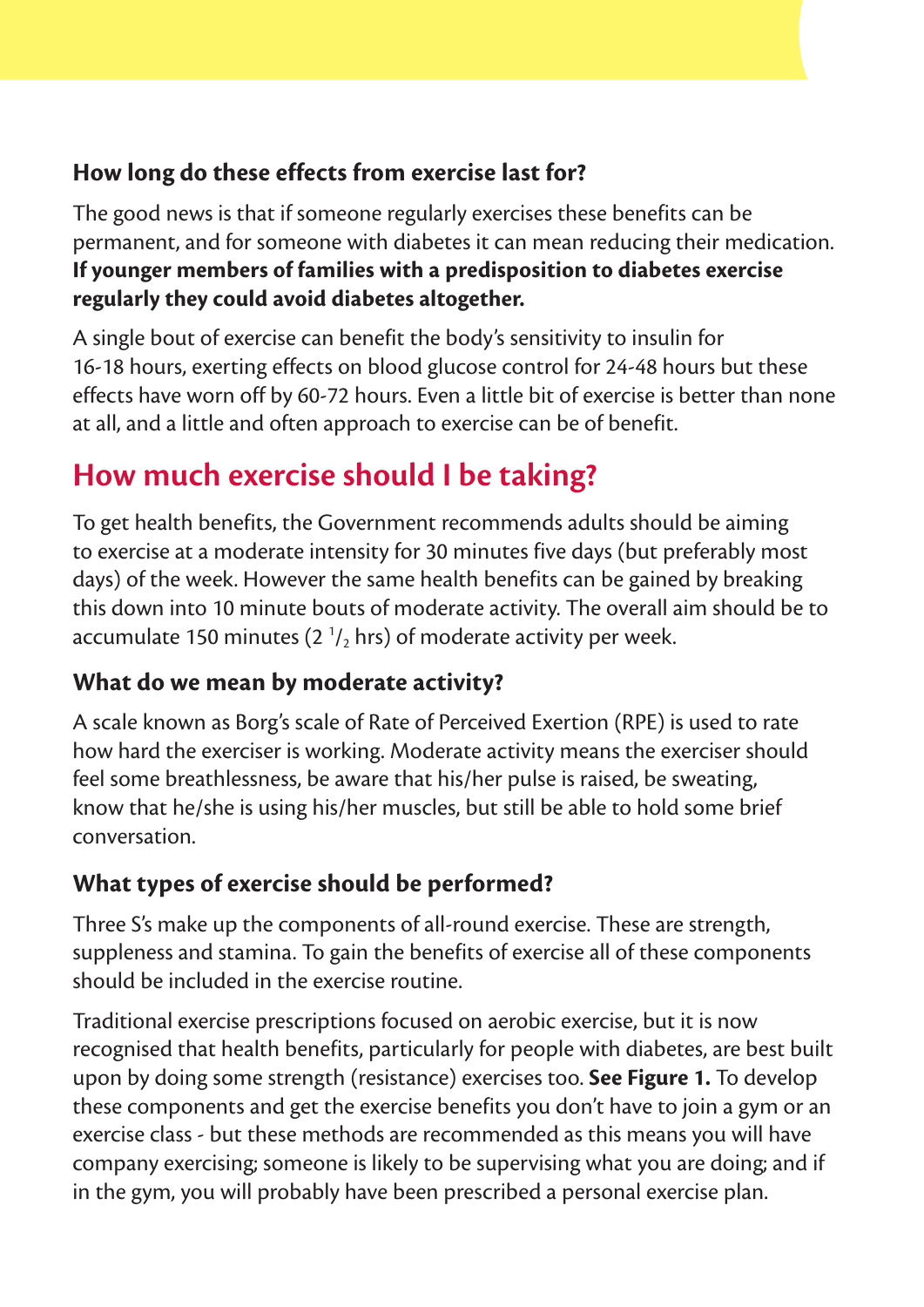### How long do these effects from exercise last for?

The good news is that if someone regularly exercises these benefits can be permanent, and for someone with diabetes it can mean reducing their medication. **If younger members of families with a predisposition to diabetes exercise regularly they could avoid diabetes altogether.**

A single bout of exercise can benefit the body's sensitivity to insulin for 16-18 hours, exerting effects on blood glucose control for 24-48 hours but these effects have worn off by 60-72 hours. Even a little bit of exercise is better than none at all, and a little and often approach to exercise can be of benefit.

## How much exercise should I be taking?

To get health benefits, the Government recommends adults should be aiming to exercise at a moderate intensity for 30 minutes five days (but preferably most days) of the week. However the same health benefits can be gained by breaking this down into 10 minute bouts of moderate activity. The overall aim should be to accumulate 150 minutes ($2\ ^{1}/_{2}$ hrs) of moderate activity per week.

### What do we mean by moderate activity?

A scale known as Borg's scale of Rate of Perceived Exertion (RPE) is used to rate how hard the exerciser is working. Moderate activity means the exerciser should feel some breathlessness, be aware that his/her pulse is raised, be sweating, know that he/she is using his/her muscles, but still be able to hold some brief conversation.

### What types of exercise should be performed?

Three S's make up the components of all-round exercise. These are strength, suppleness and stamina. To gain the benefits of exercise all of these components should be included in the exercise routine.

Traditional exercise prescriptions focused on aerobic exercise, but it is now recognised that health benefits, particularly for people with diabetes, are best built upon by doing some strength (resistance) exercises too. **See Figure 1.** To develop these components and get the exercise benefits you don't have to join a gym or an exercise class - but these methods are recommended as this means you will have company exercising; someone is likely to be supervising what you are doing; and if in the gym, you will probably have been prescribed a personal exercise plan.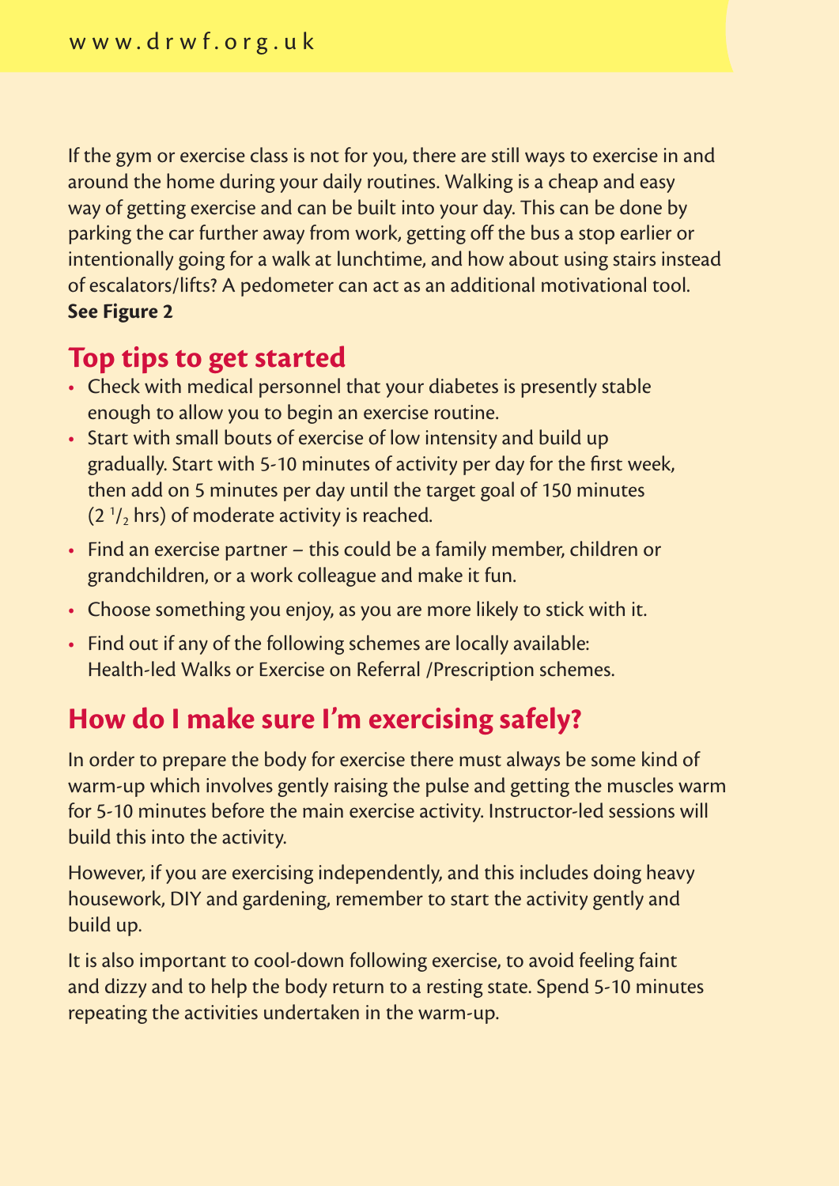If the gym or exercise class is not for you, there are still ways to exercise in and around the home during your daily routines. Walking is a cheap and easy way of getting exercise and can be built into your day. This can be done by parking the car further away from work, getting off the bus a stop earlier or intentionally going for a walk at lunchtime, and how about using stairs instead of escalators/lifts? A pedometer can act as an additional motivational tool. **See Figure 2**

## Top tips to get started

- Check with medical personnel that your diabetes is presently stable enough to allow you to begin an exercise routine.
- Start with small bouts of exercise of low intensity and build up gradually. Start with 5-10 minutes of activity per day for the first week, then add on 5 minutes per day until the target goal of 150 minutes (2 $^{1}/_{2}$ hrs) of moderate activity is reached.
- Find an exercise partner – this could be a family member, children or grandchildren, or a work colleague and make it fun.
- Choose something you enjoy, as you are more likely to stick with it.
- Find out if any of the following schemes are locally available: Health-led Walks or Exercise on Referral /Prescription schemes.

## How do I make sure I'm exercising safely?

In order to prepare the body for exercise there must always be some kind of warm-up which involves gently raising the pulse and getting the muscles warm for 5-10 minutes before the main exercise activity. Instructor-led sessions will build this into the activity.

However, if you are exercising independently, and this includes doing heavy housework, DIY and gardening, remember to start the activity gently and build up.

It is also important to cool-down following exercise, to avoid feeling faint and dizzy and to help the body return to a resting state. Spend 5-10 minutes repeating the activities undertaken in the warm-up.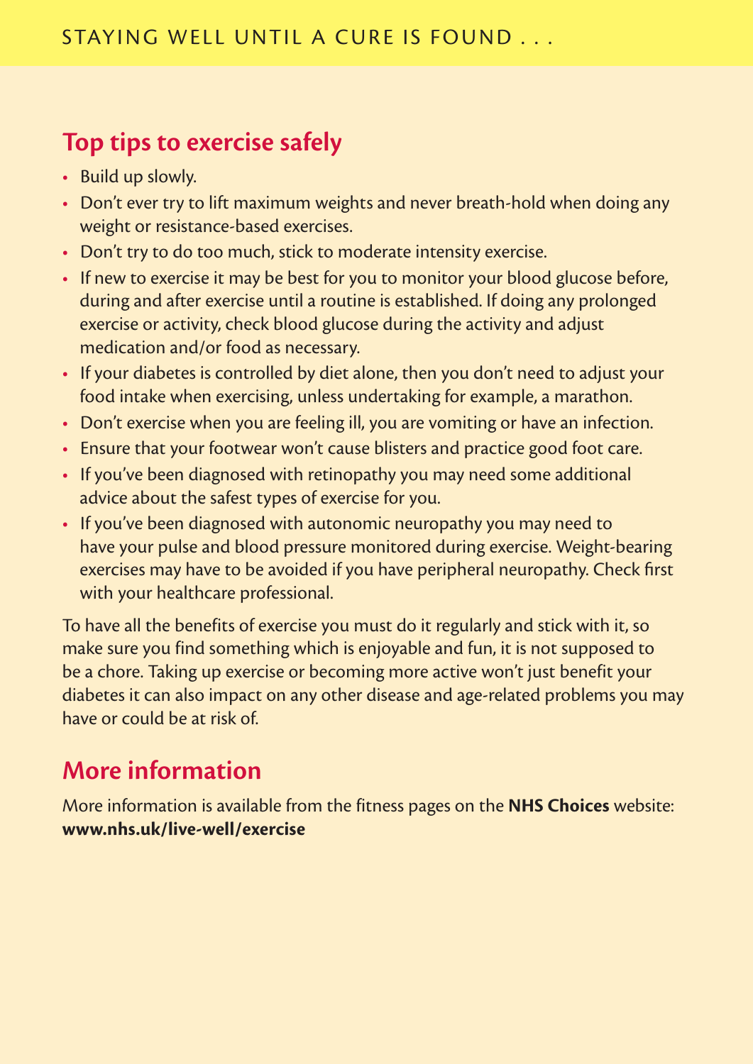## Top tips to exercise safely

- Build up slowly.
- Don't ever try to lift maximum weights and never breath-hold when doing any weight or resistance-based exercises.
- Don't try to do too much, stick to moderate intensity exercise.
- If new to exercise it may be best for you to monitor your blood glucose before, during and after exercise until a routine is established. If doing any prolonged exercise or activity, check blood glucose during the activity and adjust medication and/or food as necessary.
- If your diabetes is controlled by diet alone, then you don't need to adjust your food intake when exercising, unless undertaking for example, a marathon.
- Don't exercise when you are feeling ill, you are vomiting or have an infection.
- Ensure that your footwear won't cause blisters and practice good foot care.
- If you've been diagnosed with retinopathy you may need some additional advice about the safest types of exercise for you.
- If you've been diagnosed with autonomic neuropathy you may need to have your pulse and blood pressure monitored during exercise. Weight-bearing exercises may have to be avoided if you have peripheral neuropathy. Check first with your healthcare professional.

To have all the benefits of exercise you must do it regularly and stick with it, so make sure you find something which is enjoyable and fun, it is not supposed to be a chore. Taking up exercise or becoming more active won't just benefit your diabetes it can also impact on any other disease and age-related problems you may have or could be at risk of.

## More information

More information is available from the fitness pages on the **NHS Choices** website: **www.nhs.uk/live-well/exercise**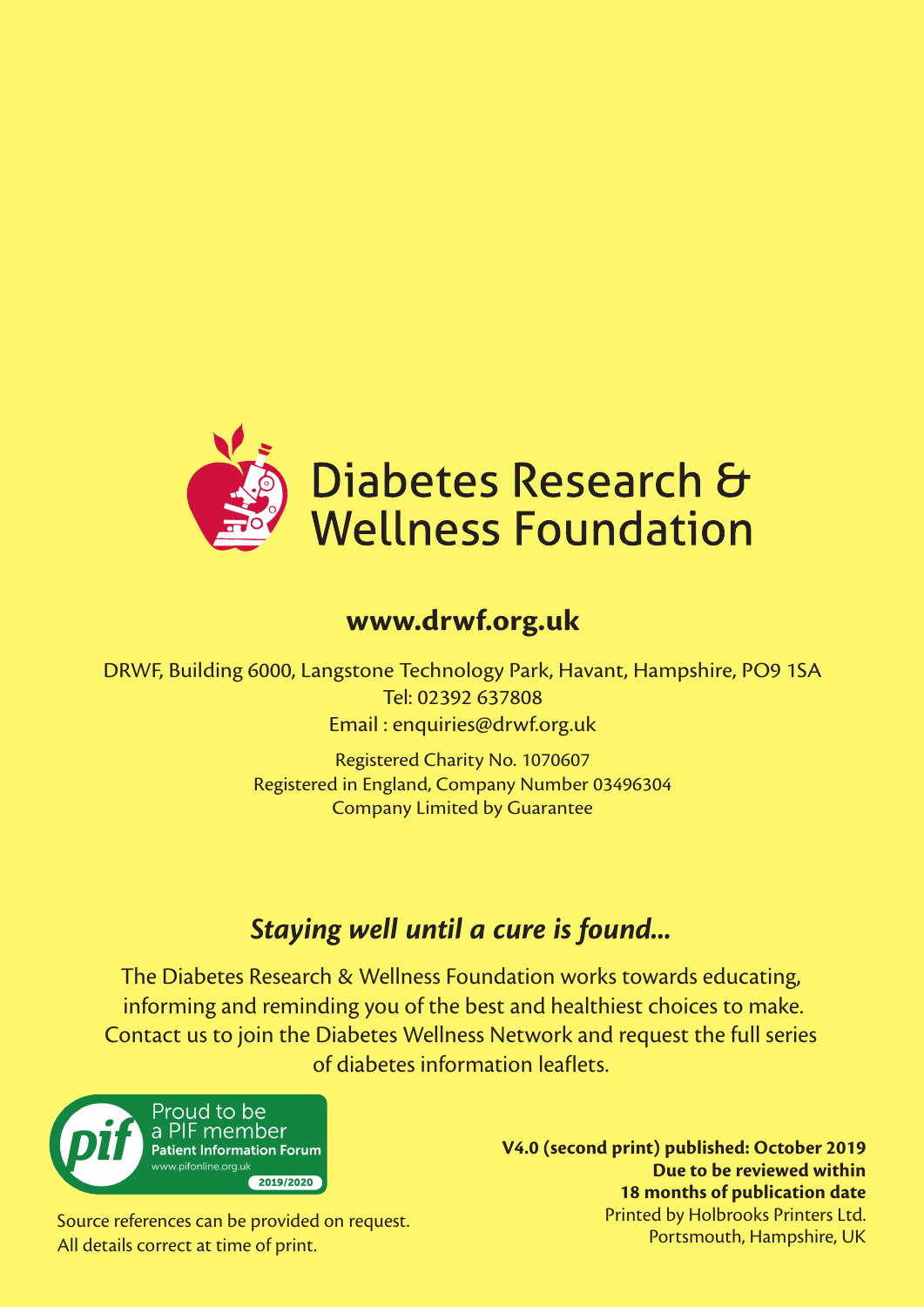Diabetes Research & Wellness Foundation

**www.drwf.org.uk**

DRWF, Building 6000, Langstone Technology Park, Havant, Hampshire, PO9 1SA
Tel: 02392 637808
Email : enquiries@drwf.org.uk

Registered Charity No. 1070607
Registered in England, Company Number 03496304
Company Limited by Guarantee

## *Staying well until a cure is found...*

The Diabetes Research & Wellness Foundation works towards educating, informing and reminding you of the best and healthiest choices to make. Contact us to join the Diabetes Wellness Network and request the full series of diabetes information leaflets.

Proud to be a PIF member
Patient Information Forum
www.pifonline.org.uk
2019/2020

Source references can be provided on request.
All details correct at time of print.

**V4.0 (second print) published: October 2019**
**Due to be reviewed within 18 months of publication date**
Printed by Holbrooks Printers Ltd.
Portsmouth, Hampshire, UK